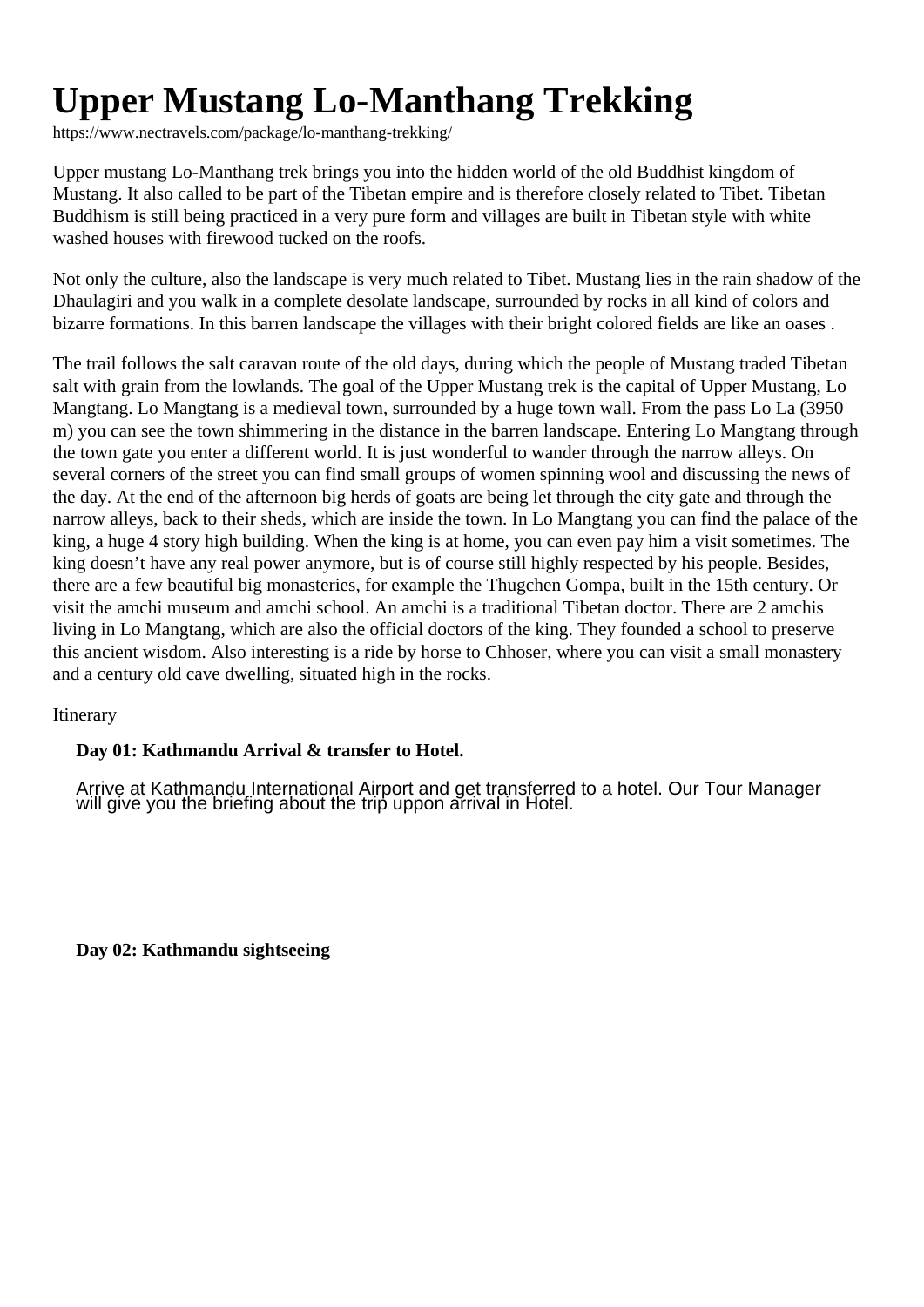# Upper Mustang Lo-Manthang Trekking

https://www.nectravels.com/package/lo-manthang-trekking/

Upper mustang Lo-Manthang trek brings you into the hidden world of the old Buddhist kingdom of Mustang. It also called to be part of the Tibetan empire and is therefore closely related to Tibet. Tibetan Buddhism is still being practiced in a very pure form and villages are built in Tibetan style with white washed houses with firewood tucked on the roofs.

Not only the culture, also the landscape is very much related to Tibet. Mustang lies in the rain shadow of the Dhaulagiri and you walk in a complete desolate landscape, surrounded by rocks in all kind of colors and bizarre formations. In this barren landscape the villages with their bright colored fields are like an oases .

The trail follows the salt caravan route of the old days, during which the people of Mustang traded Tibetan salt with grain from the lowlands. The goal of the Upper Mustang trek is the capital of Upper Mustang, Lo Mangtang. Lo Mangtang is a medieval town, surrounded by a huge town wall. From the pass Lo La (3950 m) you can see the town shimmering in the distance in the barren landscape. Entering Lo Mangtang through the town gate you enter a different world. It is just wonderful to wander through the narrow alleys. On several corners of the street you can find small groups of women spinning wool and discussing the news of the day. At the end of the afternoon big herds of goats are being let through the city gate and through the narrow alleys, back to their sheds, which are inside the town. In Lo Mangtang you can find the palace of the king, a huge 4 story high building. When the king is at home, you can even pay him a visit sometimes. The king doesn't have any real power anymore, but is of course still highly respected by his people. Besides, there are a few beautiful big monasteries, for example the Thugchen Gompa, built in the 15th century. Or visit the amchi museum and amchi school. An amchi is a traditional Tibetan doctor. There are 2 amchis living in Lo Mangtang, which are also the official doctors of the king. They founded a school to preserve this ancient wisdom. Also interesting is a ride by horse to Chhoser, where you can visit a small monastery and a century old cave dwelling, situated high in the rocks.

Itinerary

**Day 01: Kathmandu Arrival & transfer to Hotel.**

Arrive at Kathmandu International Airport and get transferred to a hotel. Our Tour Manager will give you the briefing about the trip uppon arrival in Hotel.

**Day 02: Kathmandu sightseeing**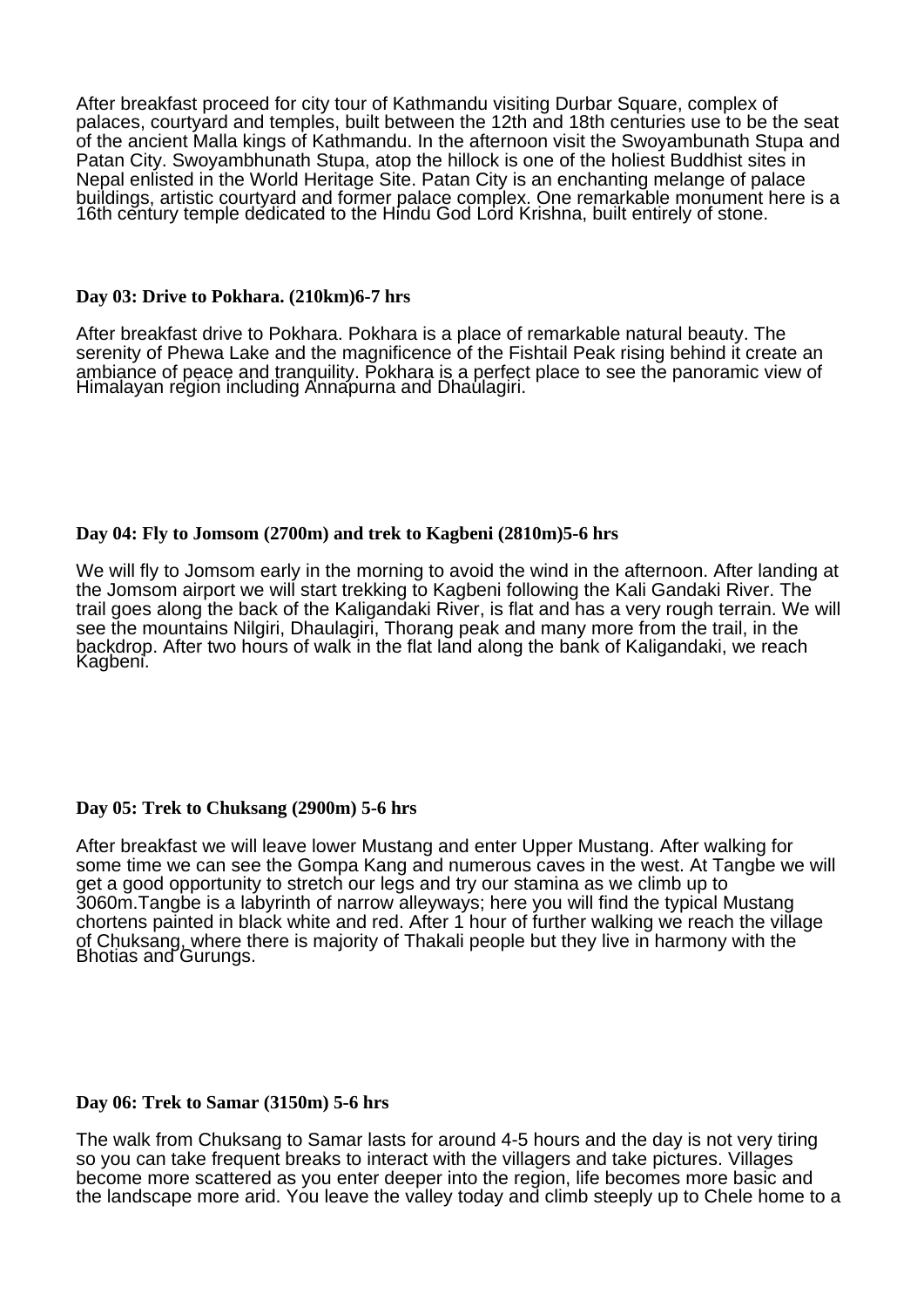After breakfast proceed for city tour of Kathmandu visiting Durbar Square, complex of palaces, courtyard and temples, built between the 12th and 18th centuries use to be the seat of the ancient Malla kings of Kathmandu. In the afternoon visit the Swoyambunath Stupa and Patan City. Swoyambhunath Stupa, atop the hillock is one of the holiest Buddhist sites in Nepal enlisted in the World Heritage Site. Patan City is an enchanting melange of palace buildings, artistic courtyard and former palace complex. One remarkable monument here is a 16th century temple dedicated to the Hindu God Lord Krishna, built entirely of stone.

**Day 03: Drive to Pokhara. (210km)6-7 hrs**

After breakfast drive to Pokhara. Pokhara is a place of remarkable natural beauty. The serenity of Phewa Lake and the magnificence of the Fishtail Peak rising behind it create an ambiance of peace and tranquility. Pokhara is a perfect place to see the panoramic view of Himalayan region including Annapurna and Dhaulagiri.

**Day 04: Fly to Jomsom (2700m) and trek to Kagbeni (2810m)5-6 hrs**

We will fly to Jomsom early in the morning to avoid the wind in the afternoon. After landing at the Jomsom airport we will start trekking to Kagbeni following the Kali Gandaki River. The trail goes along the back of the Kaligandaki River, is flat and has a very rough terrain. We will see the mountains Nilgiri, Dhaulagiri, Thorang peak and many more from the trail, in the backdrop. After two hours of walk in the flat land along the bank of Kaligandaki, we reach Kagbeni.

**Day 05: Trek to Chuksang (2900m) 5-6 hrs**

After breakfast we will leave lower Mustang and enter Upper Mustang. After walking for some time we can see the Gompa Kang and numerous caves in the west. At Tangbe we will get a good opportunity to stretch our legs and try our stamina as we climb up to 3060m.Tangbe is a labyrinth of narrow alleyways; here you will find the typical Mustang chortens painted in black white and red. After 1 hour of further walking we reach the village of Chuksang, where there is majority of Thakali people but they live in harmony with the Bhotias and Gurungs.

**Day 06: Trek to Samar (3150m) 5-6 hrs**

The walk from Chuksang to Samar lasts for around 4-5 hours and the day is not very tiring so you can take frequent breaks to interact with the villagers and take pictures. Villages become more scattered as you enter deeper into the region, life becomes more basic and the landscape more arid. You leave the valley today and climb steeply up to Chele home to a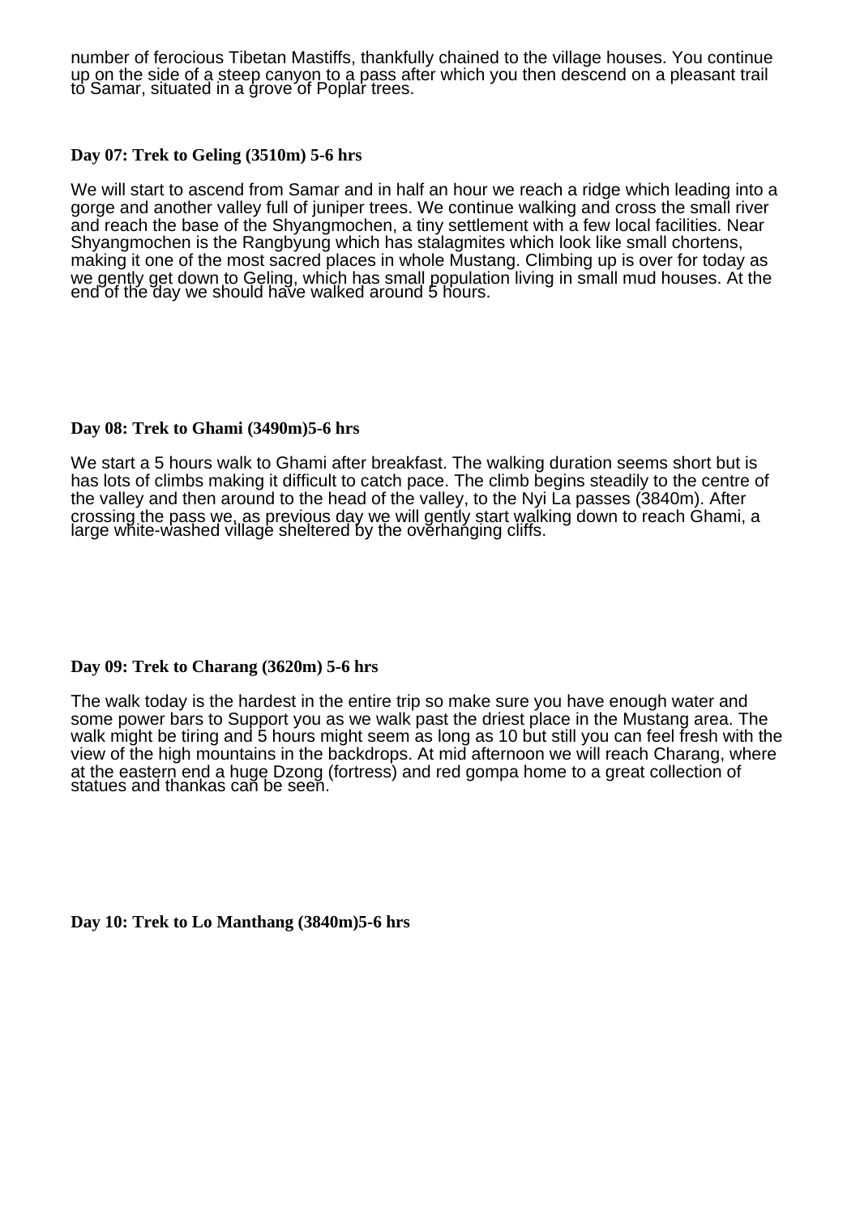number of ferocious Tibetan Mastiffs, thankfully chained to the village houses. You continue up on the side of a steep canyon to a pass after which you then descend on a pleasant trail to Samar, situated in a grove of Poplar trees.

**Day 07: Trek to Geling (3510m) 5-6 hrs**

We will start to ascend from Samar and in half an hour we reach a ridge which leading into a gorge and another valley full of juniper trees. We continue walking and cross the small river and reach the base of the Shyangmochen, a tiny settlement with a few local facilities. Near Shyangmochen is the Rangbyung which has stalagmites which look like small chortens, making it one of the most sacred places in whole Mustang. Climbing up is over for today as we gently get down to Geling, which has small population living in small mud houses. At the end of the day we should have walked around 5 hours.

**Day 08: Trek to Ghami (3490m)5-6 hrs**

We start a 5 hours walk to Ghami after breakfast. The walking duration seems short but is has lots of climbs making it difficult to catch pace. The climb begins steadily to the centre of the valley and then around to the head of the valley, to the Nyi La passes (3840m). After crossing the pass we, as previous day we will gently start walking down to reach Ghami, a large white-washed village sheltered by the overhanging cliffs.

**Day 09: Trek to Charang (3620m) 5-6 hrs**

The walk today is the hardest in the entire trip so make sure you have enough water and some power bars to Support you as we walk past the driest place in the Mustang area. The walk might be tiring and 5 hours might seem as long as 10 but still you can feel fresh with the view of the high mountains in the backdrops. At mid afternoon we will reach Charang, where at the eastern end a huge Dzong (fortress) and red gompa home to a great collection of statues and thankas can be seen.

**Day 10: Trek to Lo Manthang (3840m)5-6 hrs**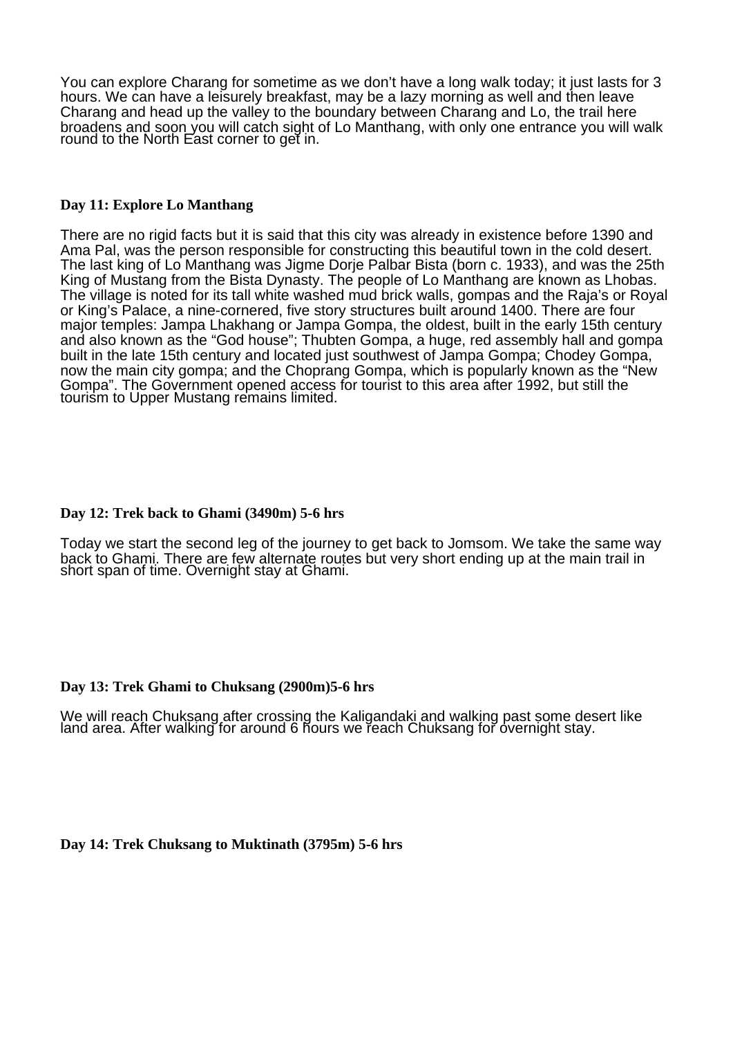You can explore Charang for sometime as we don't have a long walk today; it just lasts for 3 hours. We can have a leisurely breakfast, may be a lazy morning as well and then leave Charang and head up the valley to the boundary between Charang and Lo, the trail here broadens and soon you will catch sight of Lo Manthang, with only one entrance you will walk round to the North East corner to get in.

**Day 11: Explore Lo Manthang**

There are no rigid facts but it is said that this city was already in existence before 1390 and Ama Pal, was the person responsible for constructing this beautiful town in the cold desert. The last king of Lo Manthang was Jigme Dorje Palbar Bista (born c. 1933), and was the 25th King of Mustang from the Bista Dynasty. The people of Lo Manthang are known as Lhobas. The village is noted for its tall white washed mud brick walls, gompas and the Raja's or Royal or King's Palace, a nine-cornered, five story structures built around 1400. There are four major temples: Jampa Lhakhang or Jampa Gompa, the oldest, built in the early 15th century and also known as the "God house"; Thubten Gompa, a huge, red assembly hall and gompa built in the late 15th century and located just southwest of Jampa Gompa; Chodey Gompa, now the main city gompa; and the Choprang Gompa, which is popularly known as the "New Gompa". The Government opened access for tourist to this area after 1992, but still the tourism to Upper Mustang remains limited.

**Day 12: Trek back to Ghami (3490m) 5-6 hrs**

Today we start the second leg of the journey to get back to Jomsom. We take the same way back to Ghami. There are few alternate routes but very short ending up at the main trail in short span of time. Overnight stay at Ghami.

**Day 13: Trek Ghami to Chuksang (2900m)5-6 hrs**

We will reach Chuksang after crossing the Kaligandaki and walking past some desert like land area. After walking for around 6 hours we reach Chuksang for overnight stay.

**Day 14: Trek Chuksang to Muktinath (3795m) 5-6 hrs**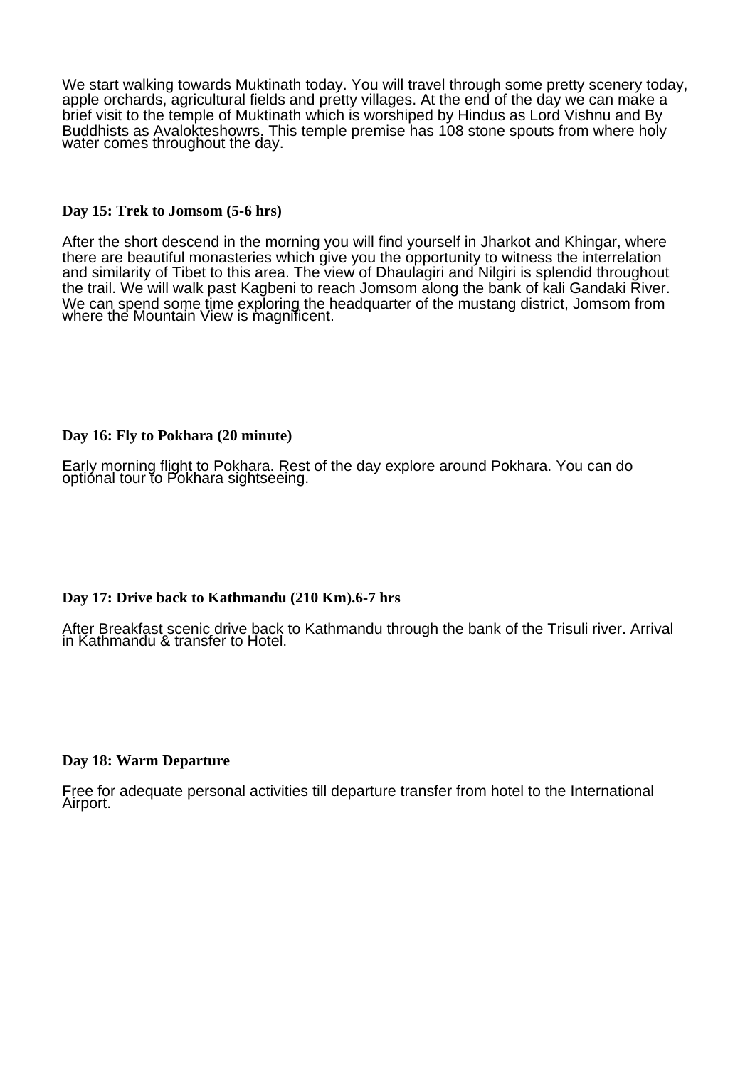We start walking towards Muktinath today. You will travel through some pretty scenery today, apple orchards, agricultural fields and pretty villages. At the end of the day we can make a brief visit to the temple of Muktinath which is worshiped by Hindus as Lord Vishnu and By Buddhists as Avalokteshowrs. This temple premise has 108 stone spouts from where holy water comes throughout the day.

**Day 15: Trek to Jomsom (5-6 hrs)**

After the short descend in the morning you will find yourself in Jharkot and Khingar, where there are beautiful monasteries which give you the opportunity to witness the interrelation and similarity of Tibet to this area. The view of Dhaulagiri and Nilgiri is splendid throughout the trail. We will walk past Kagbeni to reach Jomsom along the bank of kali Gandaki River. We can spend some time exploring the headquarter of the mustang district, Jomsom from where the Mountain View is magnificent.

**Day 16: Fly to Pokhara (20 minute)**

Early morning flight to Pokhara. Rest of the day explore around Pokhara. You can do optional tour to Pokhara sightseeing.

**Day 17: Drive back to Kathmandu (210 Km).6-7 hrs**

After Breakfast scenic drive back to Kathmandu through the bank of the Trisuli river. Arrival in Kathmandu & transfer to Hotel.

**Day 18: Warm Departure**

Free for adequate personal activities till departure transfer from hotel to the International Airport.